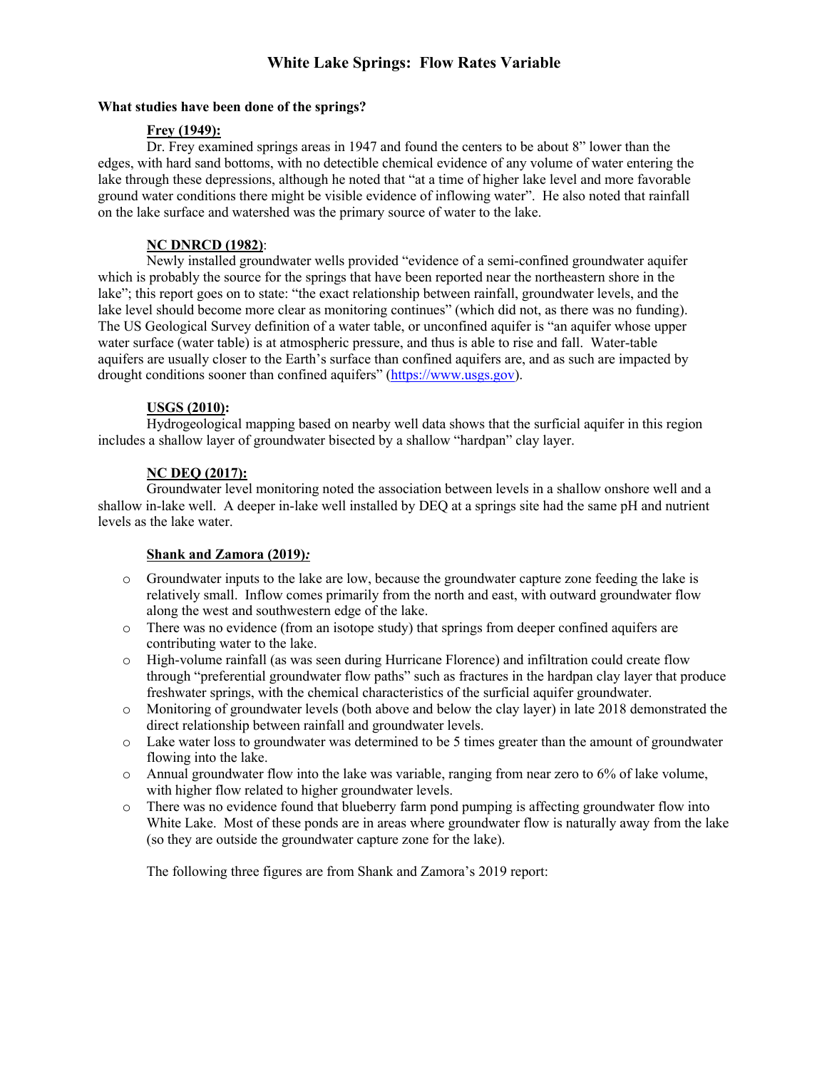# White Lake Springs: Flow Rates Variable

**What studies have been done of the springs?**

**Frey (1949):**

Dr. Frey examined springs areas in 1947 and found the centers to be about 8" lower than the edges, with hard sand bottoms, with no detectible chemical evidence of any volume of water entering the lake through these depressions, although he noted that "at a time of higher lake level and more favorable ground water conditions there might be visible evidence of inflowing water". He also noted that rainfall on the lake surface and watershed was the primary source of water to the lake.

**NC DNRCD (1982)**:

Newly installed groundwater wells provided "evidence of a semi-confined groundwater aquifer which is probably the source for the springs that have been reported near the northeastern shore in the lake"; this report goes on to state: "the exact relationship between rainfall, groundwater levels, and the lake level should become more clear as monitoring continues" (which did not, as there was no funding). The US Geological Survey definition of a water table, or unconfined aquifer is "an aquifer whose upper water surface (water table) is at atmospheric pressure, and thus is able to rise and fall. Water-table aquifers are usually closer to the Earth's surface than confined aquifers are, and as such are impacted by drought conditions sooner than confined aquifers" (https://www.usgs.gov).

**USGS (2010):**

Hydrogeological mapping based on nearby well data shows that the surficial aquifer in this region includes a shallow layer of groundwater bisected by a shallow "hardpan" clay layer.

**NC DEQ (2017):**

Groundwater level monitoring noted the association between levels in a shallow onshore well and a shallow in-lake well. A deeper in-lake well installed by DEQ at a springs site had the same pH and nutrient levels as the lake water.

**Shank and Zamora (2019)*:***

- Groundwater inputs to the lake are low, because the groundwater capture zone feeding the lake is relatively small. Inflow comes primarily from the north and east, with outward groundwater flow along the west and southwestern edge of the lake.
- There was no evidence (from an isotope study) that springs from deeper confined aquifers are contributing water to the lake.
- High-volume rainfall (as was seen during Hurricane Florence) and infiltration could create flow through "preferential groundwater flow paths" such as fractures in the hardpan clay layer that produce freshwater springs, with the chemical characteristics of the surficial aquifer groundwater.
- Monitoring of groundwater levels (both above and below the clay layer) in late 2018 demonstrated the direct relationship between rainfall and groundwater levels.
- Lake water loss to groundwater was determined to be 5 times greater than the amount of groundwater flowing into the lake.
- Annual groundwater flow into the lake was variable, ranging from near zero to 6% of lake volume, with higher flow related to higher groundwater levels.
- There was no evidence found that blueberry farm pond pumping is affecting groundwater flow into White Lake. Most of these ponds are in areas where groundwater flow is naturally away from the lake (so they are outside the groundwater capture zone for the lake).

The following three figures are from Shank and Zamora's 2019 report: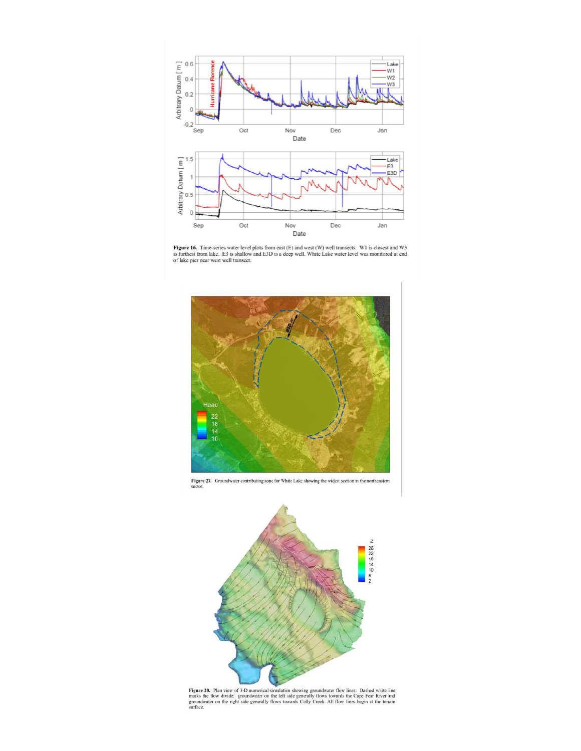**Figure 16.** Time-series water level plots from east (E) and west (W) well transects. W1 is closest and W3 is furthest from lake. E3 is shallow and E3D is a deep well. White Lake water level was monitored at end of lake pier near west well transect.

**Figure 23.** Groundwater contributing zone for White Lake showing the widest section in the northeastern sector.

**Figure 20.** Plan view of 3-D numerical simulation showing groundwater flow lines. Dashed white line marks the flow divide: groundwater on the left side generally flows towards the Cape Fear River and groundwater on the right side generally flows towards Colly Creek. All flow lines begin at the terrain surface.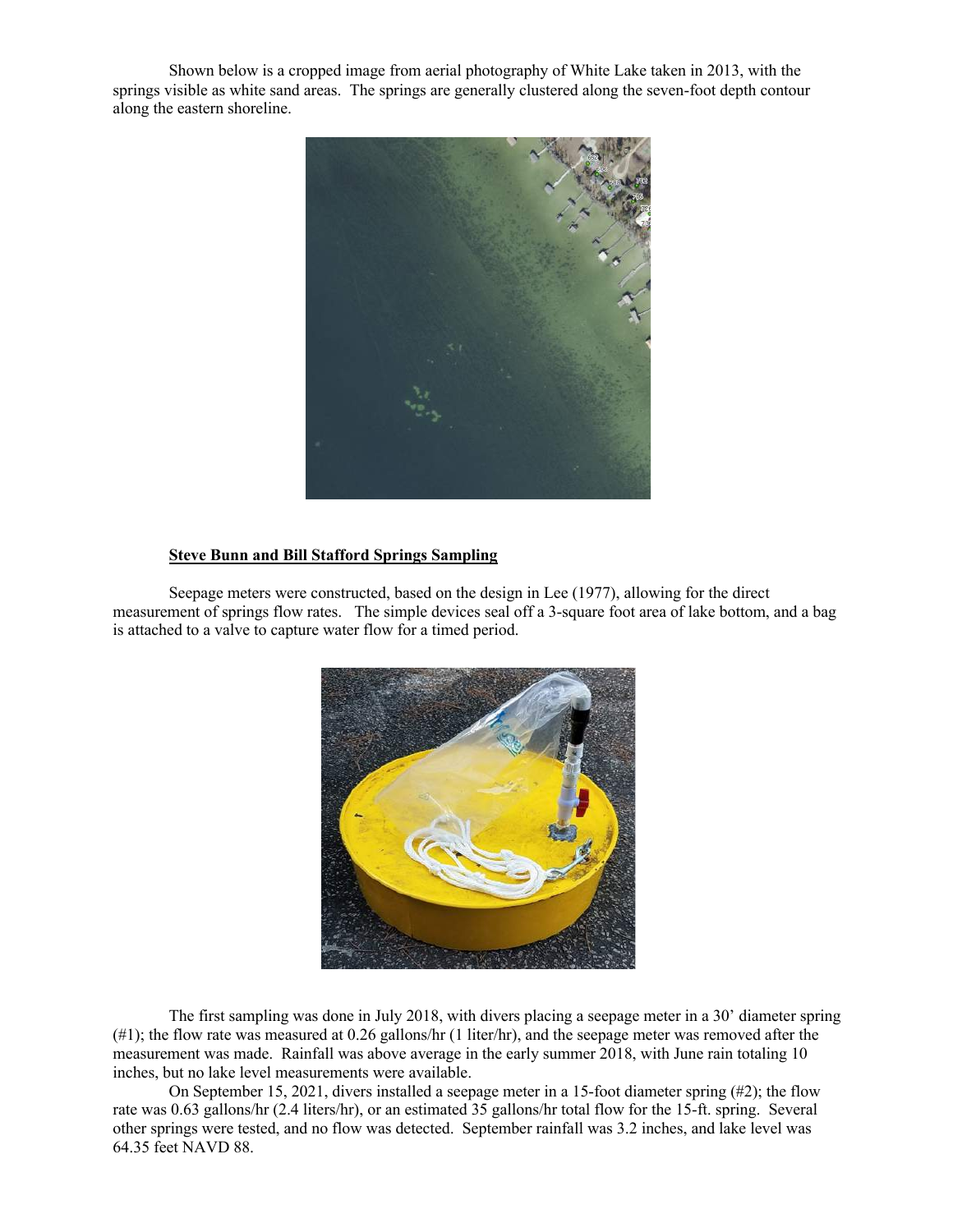Shown below is a cropped image from aerial photography of White Lake taken in 2013, with the springs visible as white sand areas. The springs are generally clustered along the seven-foot depth contour along the eastern shoreline.

**<u>Steve Bunn and Bill Stafford Springs Sampling</u>**

Seepage meters were constructed, based on the design in Lee (1977), allowing for the direct measurement of springs flow rates. The simple devices seal off a 3-square foot area of lake bottom, and a bag is attached to a valve to capture water flow for a timed period.

The first sampling was done in July 2018, with divers placing a seepage meter in a 30' diameter spring (#1); the flow rate was measured at 0.26 gallons/hr (1 liter/hr), and the seepage meter was removed after the measurement was made. Rainfall was above average in the early summer 2018, with June rain totaling 10 inches, but no lake level measurements were available.

On September 15, 2021, divers installed a seepage meter in a 15-foot diameter spring (#2); the flow rate was 0.63 gallons/hr (2.4 liters/hr), or an estimated 35 gallons/hr total flow for the 15-ft. spring. Several other springs were tested, and no flow was detected. September rainfall was 3.2 inches, and lake level was 64.35 feet NAVD 88.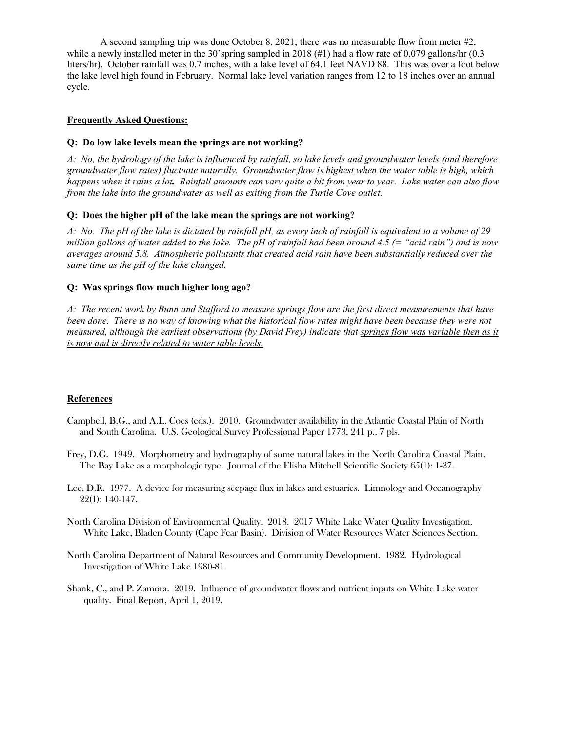A second sampling trip was done October 8, 2021; there was no measurable flow from meter #2, while a newly installed meter in the 30'spring sampled in 2018 (#1) had a flow rate of 0.079 gallons/hr (0.3 liters/hr). October rainfall was 0.7 inches, with a lake level of 64.1 feet NAVD 88. This was over a foot below the lake level high found in February. Normal lake level variation ranges from 12 to 18 inches over an annual cycle.

## Frequently Asked Questions:

**Q: Do low lake levels mean the springs are not working?**

*A: No, the hydrology of the lake is influenced by rainfall, so lake levels and groundwater levels (and therefore groundwater flow rates) fluctuate naturally. Groundwater flow is highest when the water table is high, which happens when it rains a lot**.** Rainfall amounts can vary quite a bit from year to year. Lake water can also flow from the lake into the groundwater as well as exiting from the Turtle Cove outlet.*

**Q: Does the higher pH of the lake mean the springs are not working?**

*A: No. The pH of the lake is dictated by rainfall pH, as every inch of rainfall is equivalent to a volume of 29 million gallons of water added to the lake. The pH of rainfall had been around 4.5 (= "acid rain") and is now averages around 5.8. Atmospheric pollutants that created acid rain have been substantially reduced over the same time as the pH of the lake changed.*

**Q: Was springs flow much higher long ago?**

*A: The recent work by Bunn and Stafford to measure springs flow are the first direct measurements that have been done. There is no way of knowing what the historical flow rates might have been because they were not measured, although the earliest observations (by David Frey) indicate that springs flow was variable then as it is now and is directly related to water table levels.*

## References

Campbell, B.G., and A.L. Coes (eds.). 2010. Groundwater availability in the Atlantic Coastal Plain of North and South Carolina. U.S. Geological Survey Professional Paper 1773, 241 p., 7 pls.

Frey, D.G. 1949. Morphometry and hydrography of some natural lakes in the North Carolina Coastal Plain. The Bay Lake as a morphologic type. Journal of the Elisha Mitchell Scientific Society 65(1): 1-37.

Lee, D.R. 1977. A device for measuring seepage flux in lakes and estuaries. Limnology and Oceanography 22(1): 140-147.

North Carolina Division of Environmental Quality. 2018. 2017 White Lake Water Quality Investigation. White Lake, Bladen County (Cape Fear Basin). Division of Water Resources Water Sciences Section.

North Carolina Department of Natural Resources and Community Development. 1982. Hydrological Investigation of White Lake 1980-81.

Shank, C., and P. Zamora. 2019. Influence of groundwater flows and nutrient inputs on White Lake water quality. Final Report, April 1, 2019.